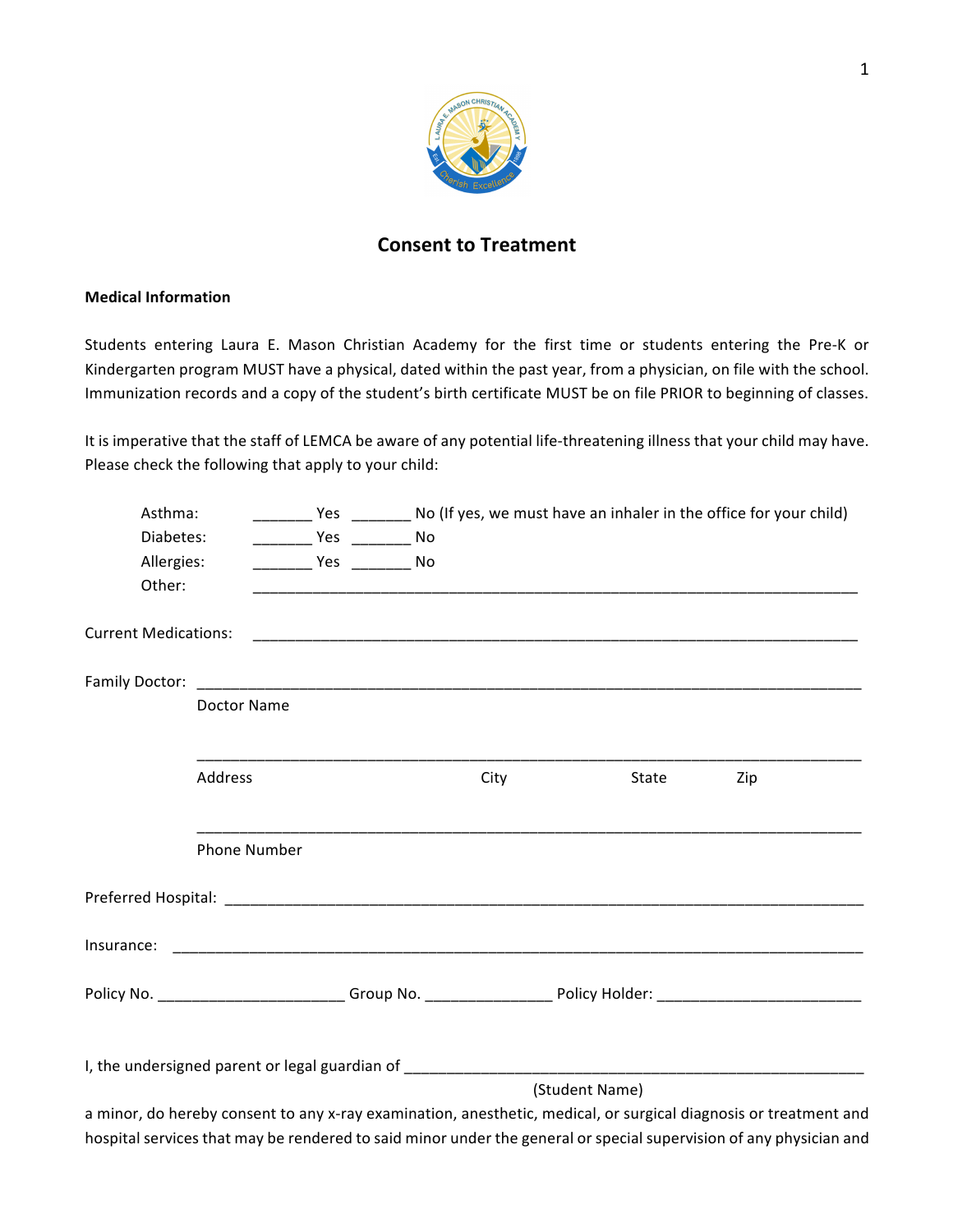# Consent to Treatment

**Medical Information**

Students entering Laura E. Mason Christian Academy for the first time or students entering the Pre-K or Kindergarten program MUST have a physical, dated within the past year, from a physician, on file with the school. Immunization records and a copy of the student's birth certificate MUST be on file PRIOR to beginning of classes.

It is imperative that the staff of LEMCA be aware of any potential life-threatening illness that your child may have. Please check the following that apply to your child:

Asthma: _______ Yes _______ No (If yes, we must have an inhaler in the office for your child)
Diabetes: _______ Yes _______ No
Allergies: _______ Yes _______ No
Other: ___________________________________________________________________________

Current Medications: ___________________________________________________________________________

Family Doctor: _______________________________________________________________________________
Doctor Name

_______________________________________________________________________________
Address City State Zip

_______________________________________________________________________________
Phone Number

Preferred Hospital: ____________________________________________________________________________

Insurance: ___________________________________________________________________________________

Policy No. ______________________ Group No. _______________ Policy Holder: ________________________

I, the undersigned parent or legal guardian of _________________________________________________________
(Student Name)

a minor, do hereby consent to any x-ray examination, anesthetic, medical, or surgical diagnosis or treatment and hospital services that may be rendered to said minor under the general or special supervision of any physician and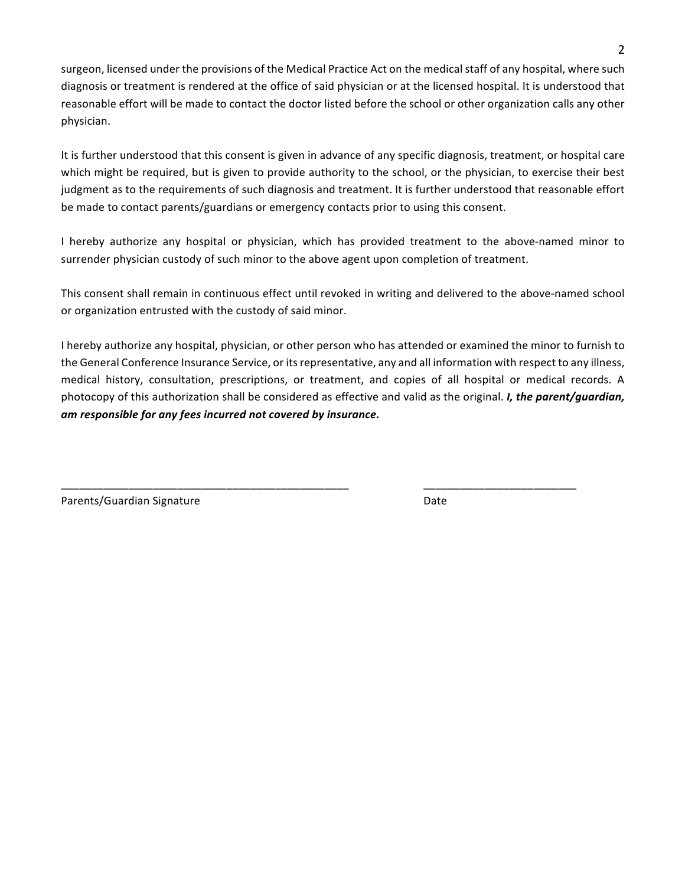surgeon, licensed under the provisions of the Medical Practice Act on the medical staff of any hospital, where such diagnosis or treatment is rendered at the office of said physician or at the licensed hospital. It is understood that reasonable effort will be made to contact the doctor listed before the school or other organization calls any other physician.

It is further understood that this consent is given in advance of any specific diagnosis, treatment, or hospital care which might be required, but is given to provide authority to the school, or the physician, to exercise their best judgment as to the requirements of such diagnosis and treatment. It is further understood that reasonable effort be made to contact parents/guardians or emergency contacts prior to using this consent.

I hereby authorize any hospital or physician, which has provided treatment to the above-named minor to surrender physician custody of such minor to the above agent upon completion of treatment.

This consent shall remain in continuous effect until revoked in writing and delivered to the above-named school or organization entrusted with the custody of said minor.

I hereby authorize any hospital, physician, or other person who has attended or examined the minor to furnish to the General Conference Insurance Service, or its representative, any and all information with respect to any illness, medical history, consultation, prescriptions, or treatment, and copies of all hospital or medical records. A photocopy of this authorization shall be considered as effective and valid as the original. ***I, the parent/guardian, am responsible for any fees incurred not covered by insurance.***

\_\_\_\_\_\_\_\_\_\_\_\_\_\_\_\_\_\_\_\_\_\_\_\_\_\_\_\_\_\_\_\_\_\_\_\_\_\_\_\_\_\_\_\_\_\_\_\_ &nbsp;&nbsp;&nbsp;&nbsp; \_\_\_\_\_\_\_\_\_\_\_\_\_\_\_\_\_\_\_\_\_\_\_\_\_\_

Parents/Guardian Signature &nbsp;&nbsp;&nbsp;&nbsp; Date